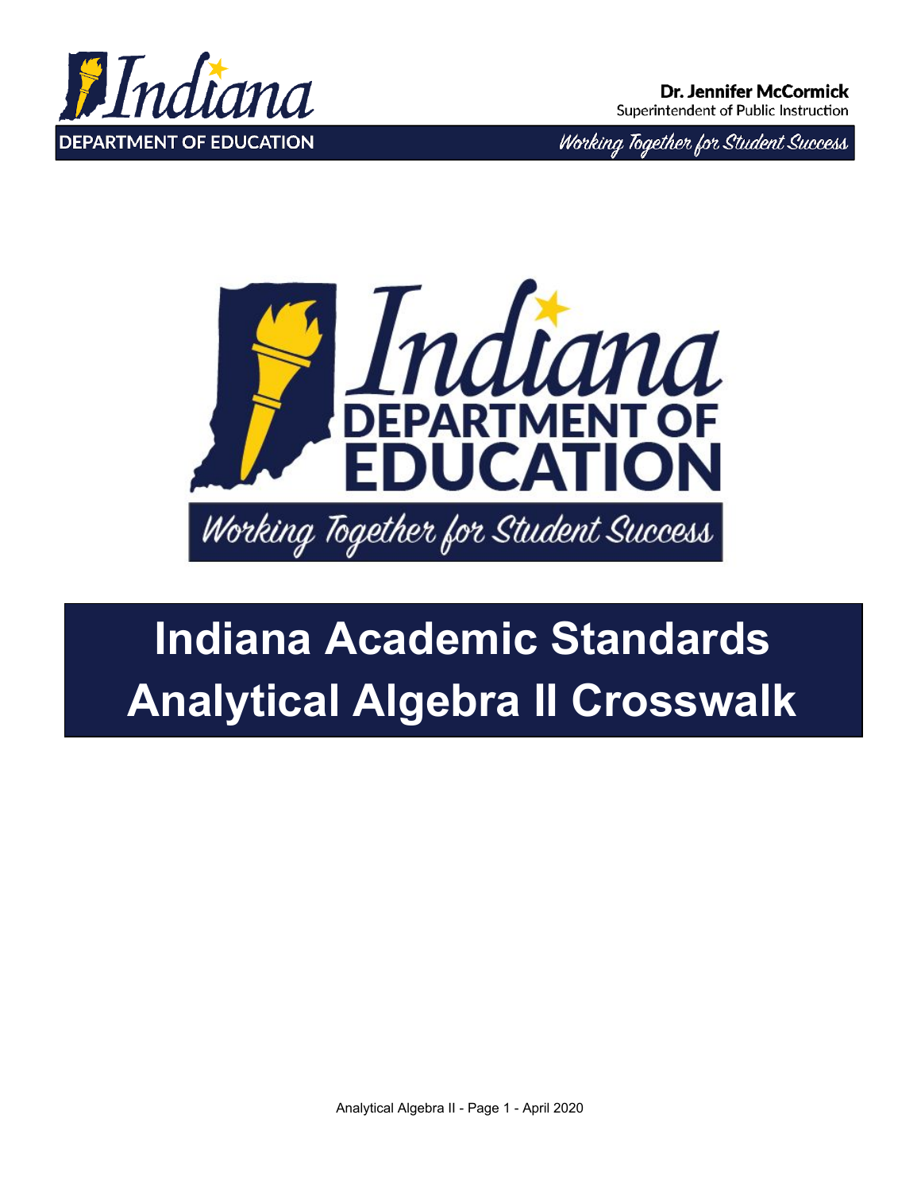Dr. Jennifer McCormick
Superintendent of Public Instruction

DEPARTMENT OF EDUCATION

*Working Together for Student Success*

Indiana DEPARTMENT OF EDUCATION

*Working Together for Student Success*

# Indiana Academic Standards Analytical Algebra II Crosswalk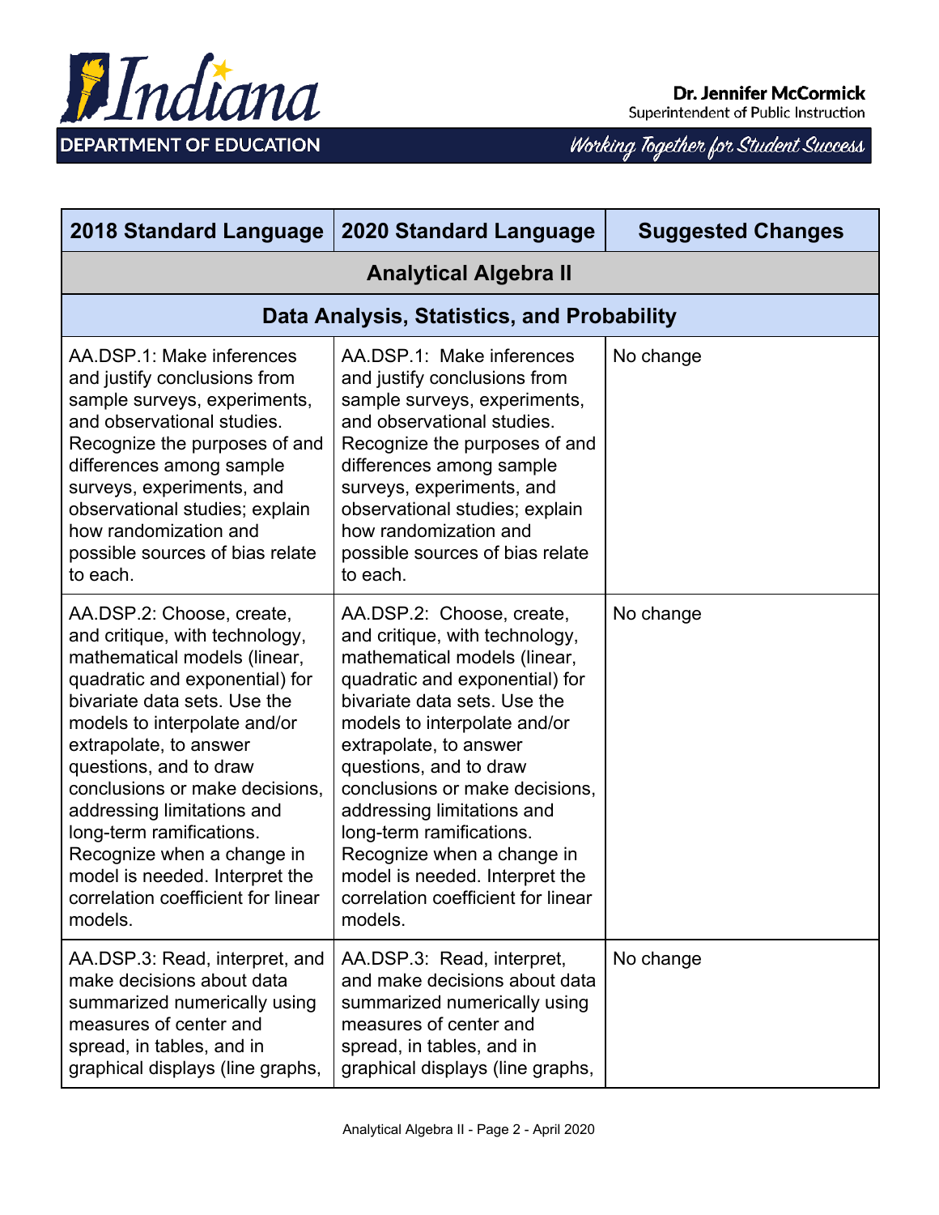| 2018 Standard Language | 2020 Standard Language | Suggested Changes |
|---|---|---|
| **Analytical Algebra II** | | |
| **Data Analysis, Statistics, and Probability** | | |
| AA.DSP.1: Make inferences and justify conclusions from sample surveys, experiments, and observational studies. Recognize the purposes of and differences among sample surveys, experiments, and observational studies; explain how randomization and possible sources of bias relate to each. | AA.DSP.1: Make inferences and justify conclusions from sample surveys, experiments, and observational studies. Recognize the purposes of and differences among sample surveys, experiments, and observational studies; explain how randomization and possible sources of bias relate to each. | No change |
| AA.DSP.2: Choose, create, and critique, with technology, mathematical models (linear, quadratic and exponential) for bivariate data sets. Use the models to interpolate and/or extrapolate, to answer questions, and to draw conclusions or make decisions, addressing limitations and long-term ramifications. Recognize when a change in model is needed. Interpret the correlation coefficient for linear models. | AA.DSP.2: Choose, create, and critique, with technology, mathematical models (linear, quadratic and exponential) for bivariate data sets. Use the models to interpolate and/or extrapolate, to answer questions, and to draw conclusions or make decisions, addressing limitations and long-term ramifications. Recognize when a change in model is needed. Interpret the correlation coefficient for linear models. | No change |
| AA.DSP.3: Read, interpret, and make decisions about data summarized numerically using measures of center and spread, in tables, and in graphical displays (line graphs, | AA.DSP.3: Read, interpret, and make decisions about data summarized numerically using measures of center and spread, in tables, and in graphical displays (line graphs, | No change |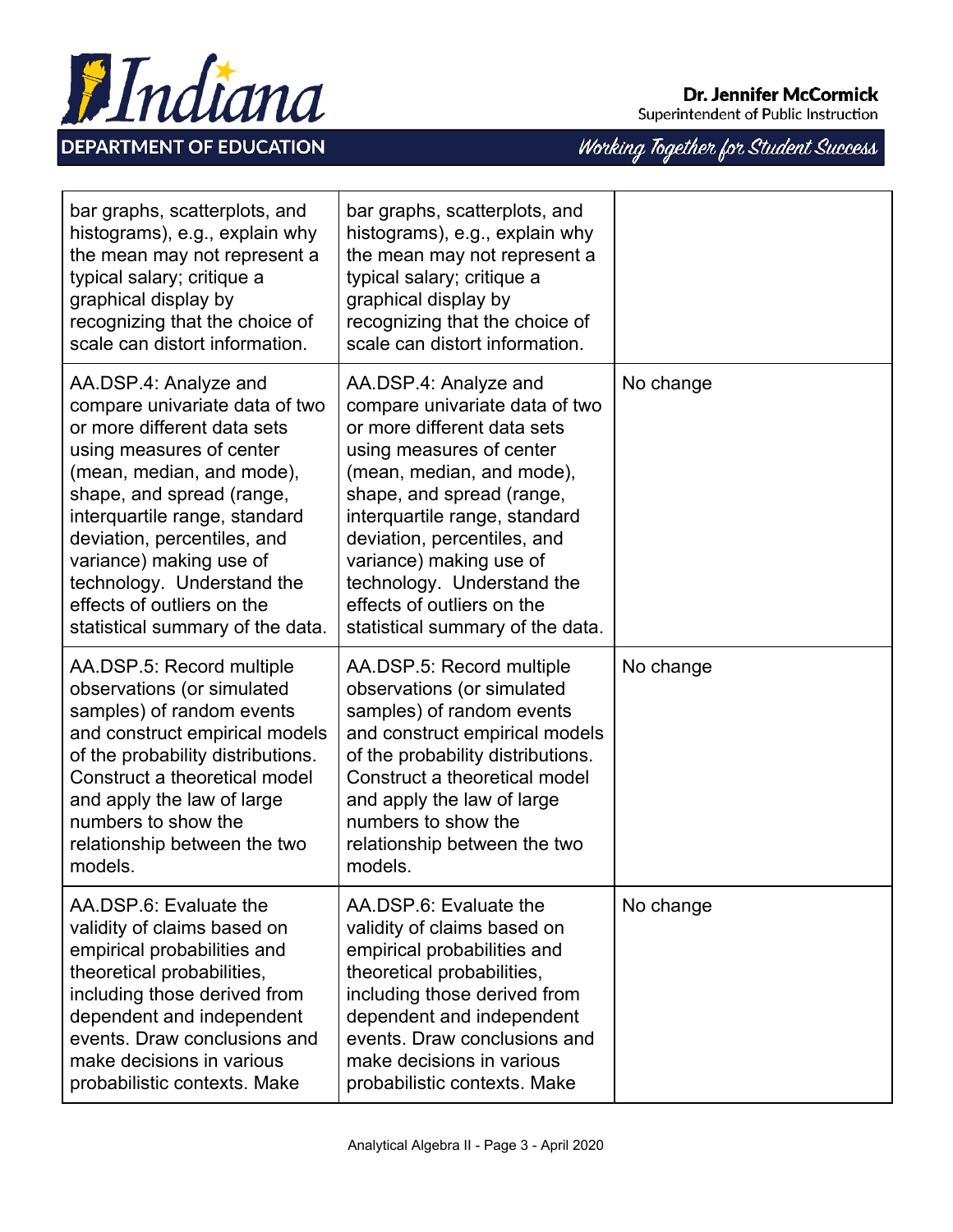| | | |
|---|---|---|
| bar graphs, scatterplots, and histograms), e.g., explain why the mean may not represent a typical salary; critique a graphical display by recognizing that the choice of scale can distort information. | bar graphs, scatterplots, and histograms), e.g., explain why the mean may not represent a typical salary; critique a graphical display by recognizing that the choice of scale can distort information. | |
| AA.DSP.4: Analyze and compare univariate data of two or more different data sets using measures of center (mean, median, and mode), shape, and spread (range, interquartile range, standard deviation, percentiles, and variance) making use of technology. Understand the effects of outliers on the statistical summary of the data. | AA.DSP.4: Analyze and compare univariate data of two or more different data sets using measures of center (mean, median, and mode), shape, and spread (range, interquartile range, standard deviation, percentiles, and variance) making use of technology. Understand the effects of outliers on the statistical summary of the data. | No change |
| AA.DSP.5: Record multiple observations (or simulated samples) of random events and construct empirical models of the probability distributions. Construct a theoretical model and apply the law of large numbers to show the relationship between the two models. | AA.DSP.5: Record multiple observations (or simulated samples) of random events and construct empirical models of the probability distributions. Construct a theoretical model and apply the law of large numbers to show the relationship between the two models. | No change |
| AA.DSP.6: Evaluate the validity of claims based on empirical probabilities and theoretical probabilities, including those derived from dependent and independent events. Draw conclusions and make decisions in various probabilistic contexts. Make | AA.DSP.6: Evaluate the validity of claims based on empirical probabilities and theoretical probabilities, including those derived from dependent and independent events. Draw conclusions and make decisions in various probabilistic contexts. Make | No change |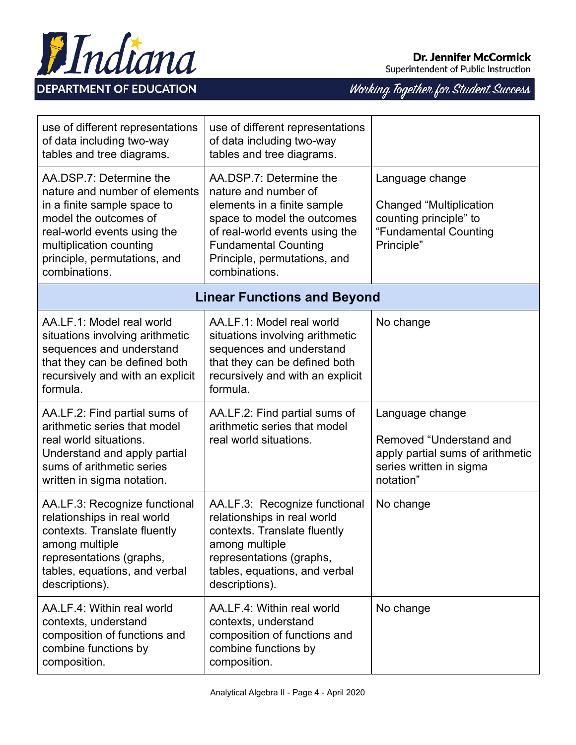| | | |
|---|---|---|
| use of different representations of data including two-way tables and tree diagrams. | use of different representations of data including two-way tables and tree diagrams. | |
| AA.DSP.7: Determine the nature and number of elements in a finite sample space to model the outcomes of real-world events using the multiplication counting principle, permutations, and combinations. | AA.DSP.7: Determine the nature and number of elements in a finite sample space to model the outcomes of real-world events using the Fundamental Counting Principle, permutations, and combinations. | Language change<br><br>Changed “Multiplication counting principle” to “Fundamental Counting Principle” |
| **Linear Functions and Beyond** | | |
| AA.LF.1: Model real world situations involving arithmetic sequences and understand that they can be defined both recursively and with an explicit formula. | AA.LF.1: Model real world situations involving arithmetic sequences and understand that they can be defined both recursively and with an explicit formula. | No change |
| AA.LF.2: Find partial sums of arithmetic series that model real world situations. Understand and apply partial sums of arithmetic series written in sigma notation. | AA.LF.2: Find partial sums of arithmetic series that model real world situations. | Language change<br><br>Removed “Understand and apply partial sums of arithmetic series written in sigma notation” |
| AA.LF.3: Recognize functional relationships in real world contexts. Translate fluently among multiple representations (graphs, tables, equations, and verbal descriptions). | AA.LF.3: Recognize functional relationships in real world contexts. Translate fluently among multiple representations (graphs, tables, equations, and verbal descriptions). | No change |
| AA.LF.4: Within real world contexts, understand composition of functions and combine functions by composition. | AA.LF.4: Within real world contexts, understand composition of functions and combine functions by composition. | No change |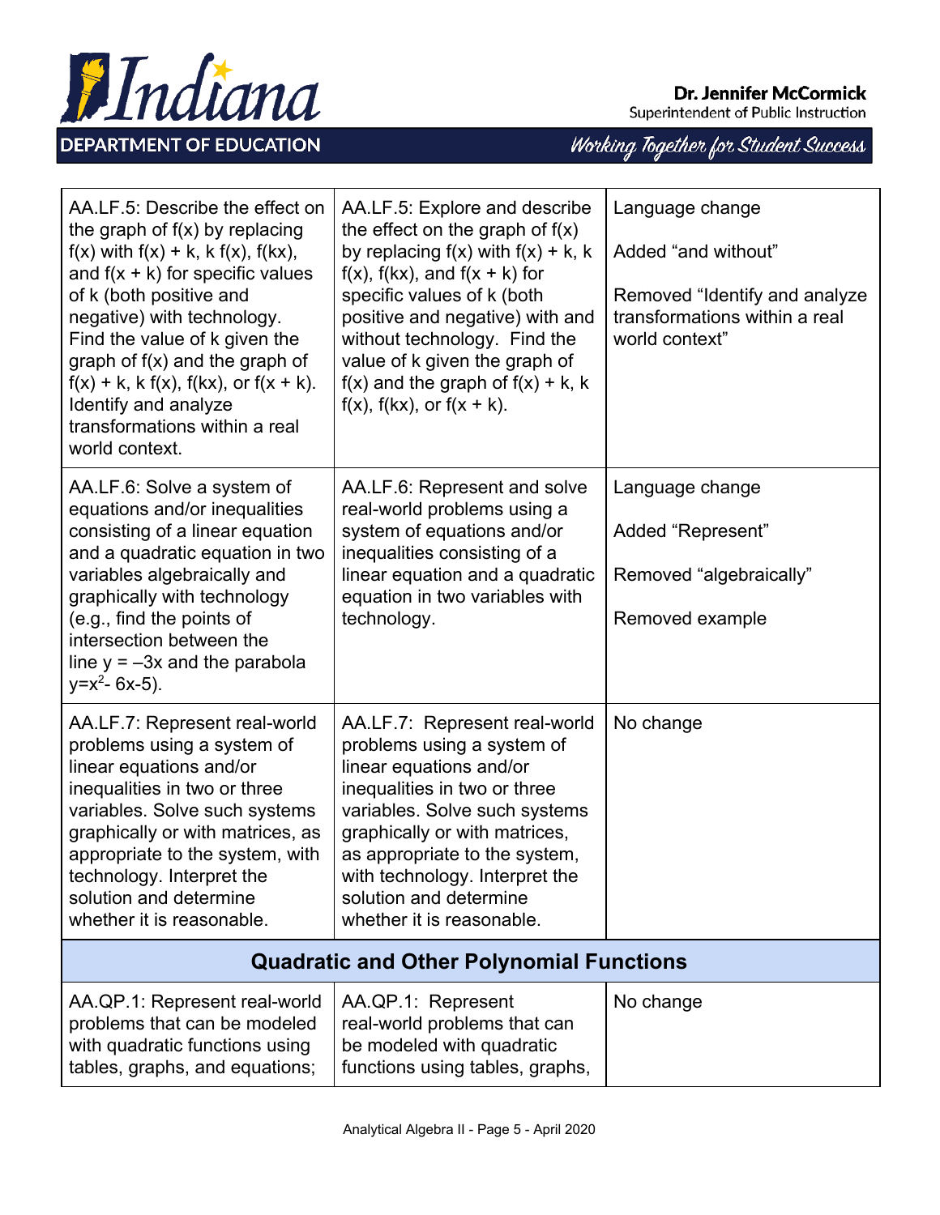| | | |
|---|---|---|
| AA.LF.5: Describe the effect on the graph of $f(x)$ by replacing $f(x)$ with $f(x) + k$, $k\,f(x)$, $f(kx)$, and $f(x + k)$ for specific values of k (both positive and negative) with technology. Find the value of k given the graph of $f(x)$ and the graph of $f(x) + k$, $k\,f(x)$, $f(kx)$, or $f(x + k)$. Identify and analyze transformations within a real world context. | AA.LF.5: Explore and describe the effect on the graph of $f(x)$ by replacing $f(x)$ with $f(x) + k$, $k\,f(x)$, $f(kx)$, and $f(x + k)$ for specific values of k (both positive and negative) with and without technology. Find the value of k given the graph of $f(x)$ and the graph of $f(x) + k$, $k\,f(x)$, $f(kx)$, or $f(x + k)$. | Language change<br><br>Added "and without"<br><br>Removed "Identify and analyze transformations within a real world context" |
| AA.LF.6: Solve a system of equations and/or inequalities consisting of a linear equation and a quadratic equation in two variables algebraically and graphically with technology (e.g., find the points of intersection between the line $y = -3x$ and the parabola $y=x^2- 6x-5$). | AA.LF.6: Represent and solve real-world problems using a system of equations and/or inequalities consisting of a linear equation and a quadratic equation in two variables with technology. | Language change<br><br>Added "Represent"<br><br>Removed "algebraically"<br><br>Removed example |
| AA.LF.7: Represent real-world problems using a system of linear equations and/or inequalities in two or three variables. Solve such systems graphically or with matrices, as appropriate to the system, with technology. Interpret the solution and determine whether it is reasonable. | AA.LF.7: Represent real-world problems using a system of linear equations and/or inequalities in two or three variables. Solve such systems graphically or with matrices, as appropriate to the system, with technology. Interpret the solution and determine whether it is reasonable. | No change |
| **Quadratic and Other Polynomial Functions** | | |
| AA.QP.1: Represent real-world problems that can be modeled with quadratic functions using tables, graphs, and equations; | AA.QP.1: Represent real-world problems that can be modeled with quadratic functions using tables, graphs, | No change |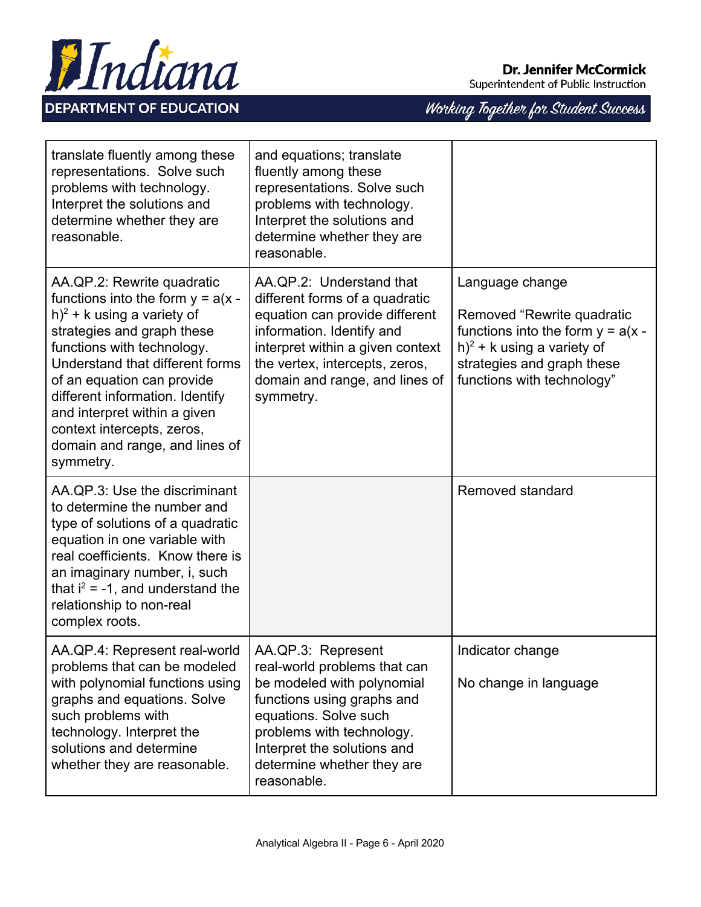| | | |
|---|---|---|
| translate fluently among these representations. Solve such problems with technology. Interpret the solutions and determine whether they are reasonable. | and equations; translate fluently among these representations. Solve such problems with technology. Interpret the solutions and determine whether they are reasonable. | |
| AA.QP.2: Rewrite quadratic functions into the form $y = a(x - h)^2 + k$ using a variety of strategies and graph these functions with technology. Understand that different forms of an equation can provide different information. Identify and interpret within a given context intercepts, zeros, domain and range, and lines of symmetry. | AA.QP.2: Understand that different forms of a quadratic equation can provide different information. Identify and interpret within a given context the vertex, intercepts, zeros, domain and range, and lines of symmetry. | Language change<br><br>Removed "Rewrite quadratic functions into the form $y = a(x - h)^2 + k$ using a variety of strategies and graph these functions with technology" |
| AA.QP.3: Use the discriminant to determine the number and type of solutions of a quadratic equation in one variable with real coefficients. Know there is an imaginary number, i, such that $i^2 = -1$, and understand the relationship to non-real complex roots. | | Removed standard |
| AA.QP.4: Represent real-world problems that can be modeled with polynomial functions using graphs and equations. Solve such problems with technology. Interpret the solutions and determine whether they are reasonable. | AA.QP.3: Represent real-world problems that can be modeled with polynomial functions using graphs and equations. Solve such problems with technology. Interpret the solutions and determine whether they are reasonable. | Indicator change<br><br>No change in language |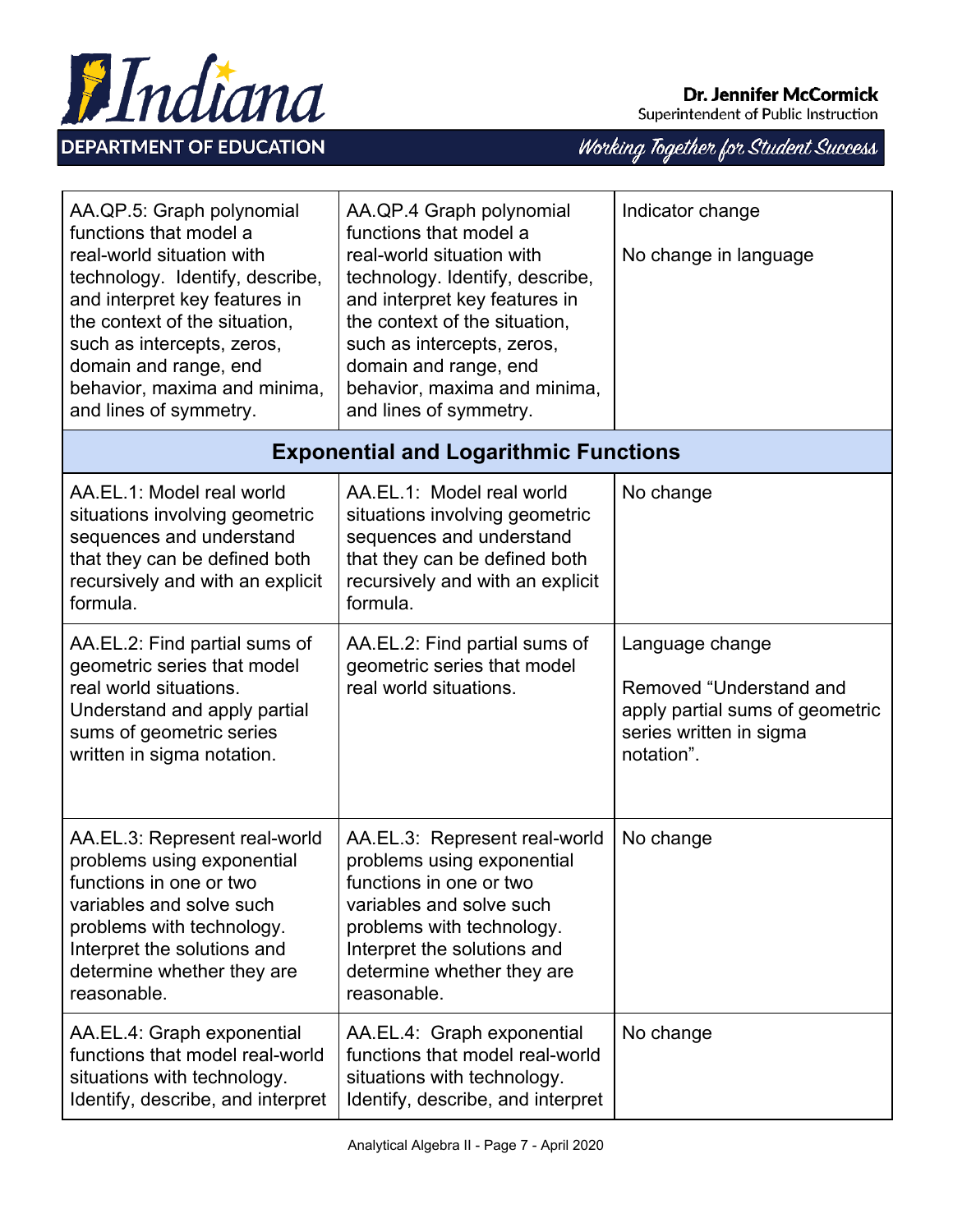| | | |
|---|---|---|
| AA.QP.5: Graph polynomial functions that model a real-world situation with technology.  Identify, describe, and interpret key features in the context of the situation, such as intercepts, zeros, domain and range, end behavior, maxima and minima, and lines of symmetry. | AA.QP.4 Graph polynomial functions that model a real-world situation with technology. Identify, describe, and interpret key features in the context of the situation, such as intercepts, zeros, domain and range, end behavior, maxima and minima, and lines of symmetry. | Indicator change<br><br>No change in language |
| **Exponential and Logarithmic Functions** | | |
| AA.EL.1: Model real world situations involving geometric sequences and understand that they can be defined both recursively and with an explicit formula. | AA.EL.1:  Model real world situations involving geometric sequences and understand that they can be defined both recursively and with an explicit formula. | No change |
| AA.EL.2: Find partial sums of geometric series that model real world situations. Understand and apply partial sums of geometric series written in sigma notation. | AA.EL.2: Find partial sums of geometric series that model real world situations. | Language change<br><br>Removed “Understand and apply partial sums of geometric series written in sigma notation”. |
| AA.EL.3: Represent real-world problems using exponential functions in one or two variables and solve such problems with technology. Interpret the solutions and determine whether they are reasonable. | AA.EL.3:  Represent real-world problems using exponential functions in one or two variables and solve such problems with technology. Interpret the solutions and determine whether they are reasonable. | No change |
| AA.EL.4: Graph exponential functions that model real-world situations with technology. Identify, describe, and interpret | AA.EL.4:  Graph exponential functions that model real-world situations with technology. Identify, describe, and interpret | No change |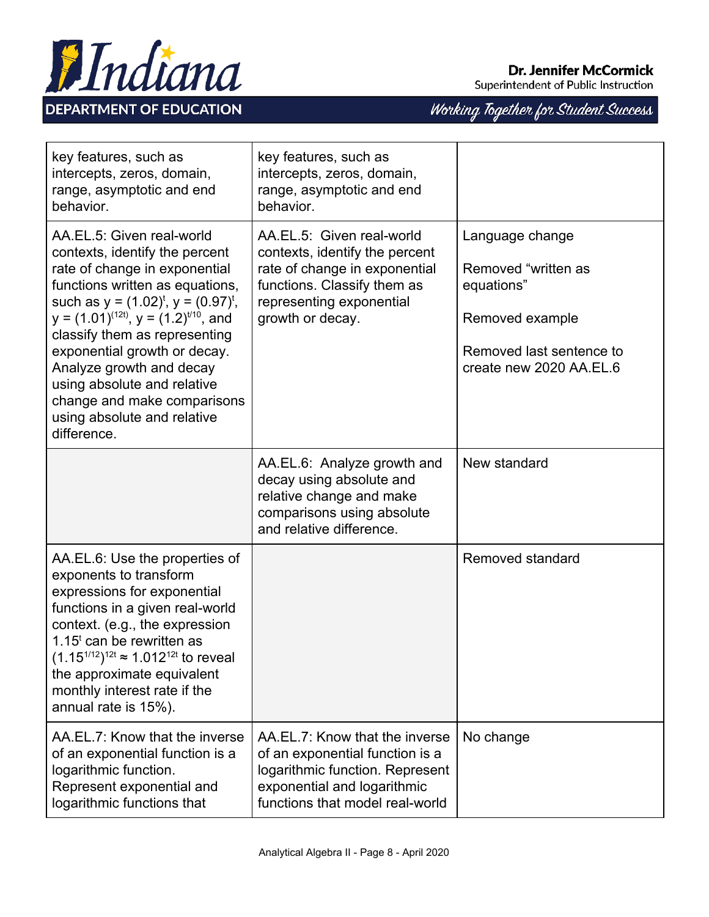| | | |
|---|---|---|
| key features, such as intercepts, zeros, domain, range, asymptotic and end behavior. | key features, such as intercepts, zeros, domain, range, asymptotic and end behavior. | |
| AA.EL.5: Given real-world contexts, identify the percent rate of change in exponential functions written as equations, such as $y = (1.02)^t$, $y = (0.97)^t$, $y = (1.01)^{(12t)}$, $y = (1.2)^{t/10}$, and classify them as representing exponential growth or decay. Analyze growth and decay using absolute and relative change and make comparisons using absolute and relative difference. | AA.EL.5: Given real-world contexts, identify the percent rate of change in exponential functions. Classify them as representing exponential growth or decay. | Language change<br><br>Removed "written as equations"<br><br>Removed example<br><br>Removed last sentence to create new 2020 AA.EL.6 |
| | AA.EL.6: Analyze growth and decay using absolute and relative change and make comparisons using absolute and relative difference. | New standard |
| AA.EL.6: Use the properties of exponents to transform expressions for exponential functions in a given real-world context. (e.g., the expression $1.15^t$ can be rewritten as $(1.15^{1/12})^{12t} \approx 1.012^{12t}$ to reveal the approximate equivalent monthly interest rate if the annual rate is 15%). | | Removed standard |
| AA.EL.7: Know that the inverse of an exponential function is a logarithmic function. Represent exponential and logarithmic functions that | AA.EL.7: Know that the inverse of an exponential function is a logarithmic function. Represent exponential and logarithmic functions that model real-world | No change |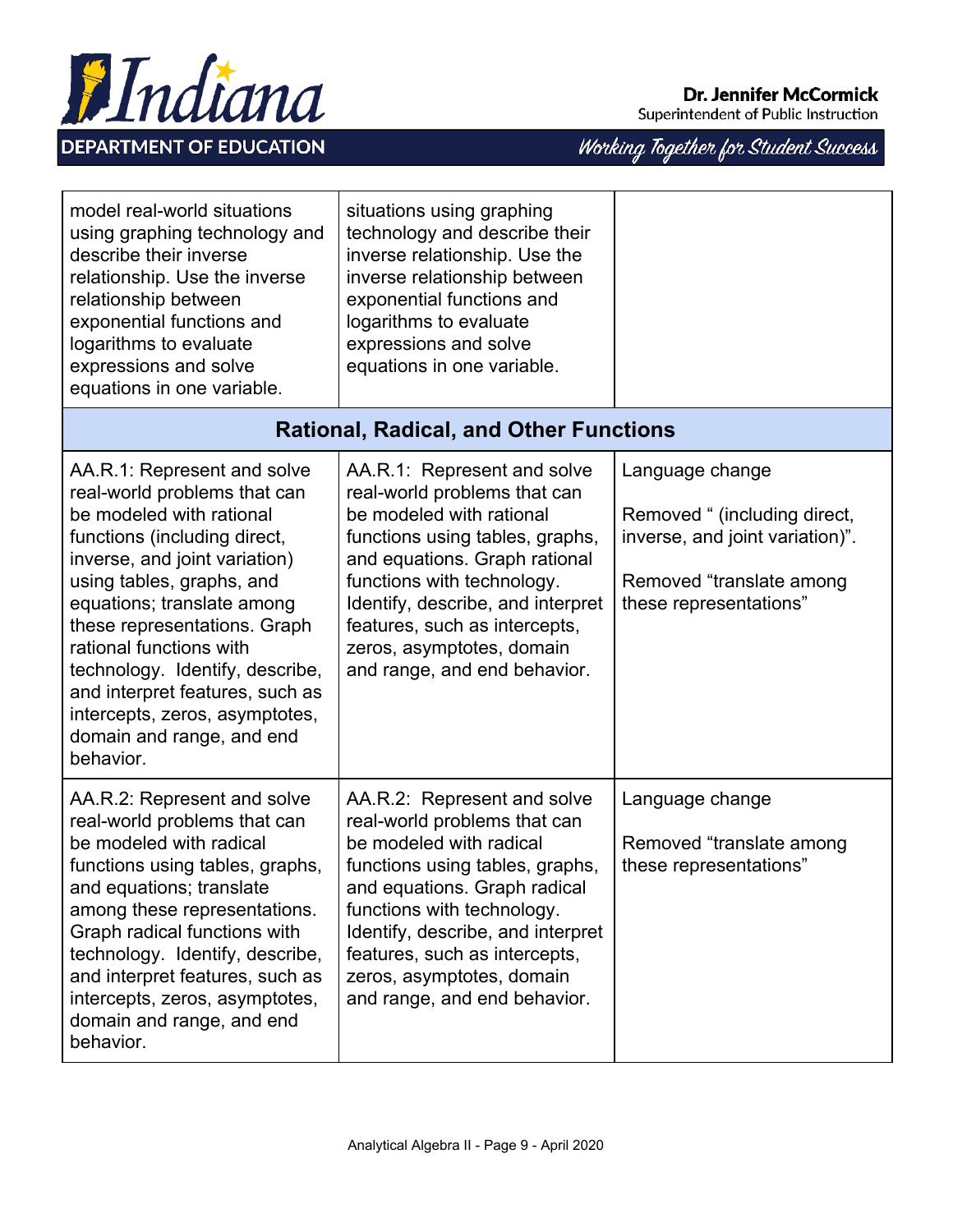| | | |
|---|---|---|
| model real-world situations using graphing technology and describe their inverse relationship. Use the inverse relationship between exponential functions and logarithms to evaluate expressions and solve equations in one variable. | situations using graphing technology and describe their inverse relationship. Use the inverse relationship between exponential functions and logarithms to evaluate expressions and solve equations in one variable. | |
| **Rational, Radical, and Other Functions** | | |
| AA.R.1: Represent and solve real-world problems that can be modeled with rational functions (including direct, inverse, and joint variation) using tables, graphs, and equations; translate among these representations. Graph rational functions with technology. Identify, describe, and interpret features, such as intercepts, zeros, asymptotes, domain and range, and end behavior. | AA.R.1: Represent and solve real-world problems that can be modeled with rational functions using tables, graphs, and equations. Graph rational functions with technology. Identify, describe, and interpret features, such as intercepts, zeros, asymptotes, domain and range, and end behavior. | Language change<br><br>Removed " (including direct, inverse, and joint variation)".<br><br>Removed "translate among these representations" |
| AA.R.2: Represent and solve real-world problems that can be modeled with radical functions using tables, graphs, and equations; translate among these representations. Graph radical functions with technology. Identify, describe, and interpret features, such as intercepts, zeros, asymptotes, domain and range, and end behavior. | AA.R.2: Represent and solve real-world problems that can be modeled with radical functions using tables, graphs, and equations. Graph radical functions with technology. Identify, describe, and interpret features, such as intercepts, zeros, asymptotes, domain and range, and end behavior. | Language change<br><br>Removed "translate among these representations" |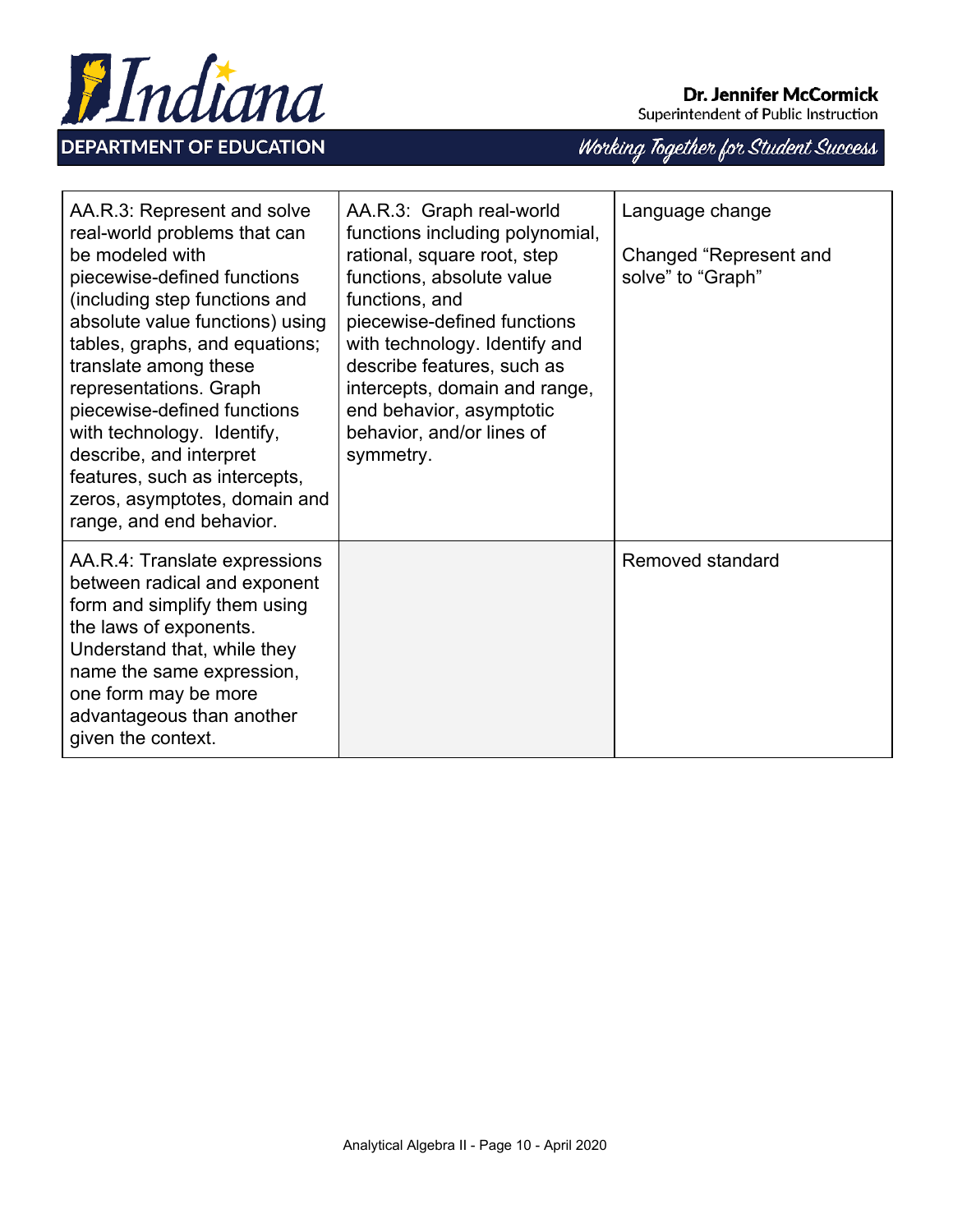| | | |
|---|---|---|
| AA.R.3: Represent and solve real-world problems that can be modeled with piecewise-defined functions (including step functions and absolute value functions) using tables, graphs, and equations; translate among these representations. Graph piecewise-defined functions with technology. Identify, describe, and interpret features, such as intercepts, zeros, asymptotes, domain and range, and end behavior. | AA.R.3: Graph real-world functions including polynomial, rational, square root, step functions, absolute value functions, and piecewise-defined functions with technology. Identify and describe features, such as intercepts, domain and range, end behavior, asymptotic behavior, and/or lines of symmetry. | Language change<br><br>Changed “Represent and solve” to “Graph” |
| AA.R.4: Translate expressions between radical and exponent form and simplify them using the laws of exponents. Understand that, while they name the same expression, one form may be more advantageous than another given the context. | | Removed standard |